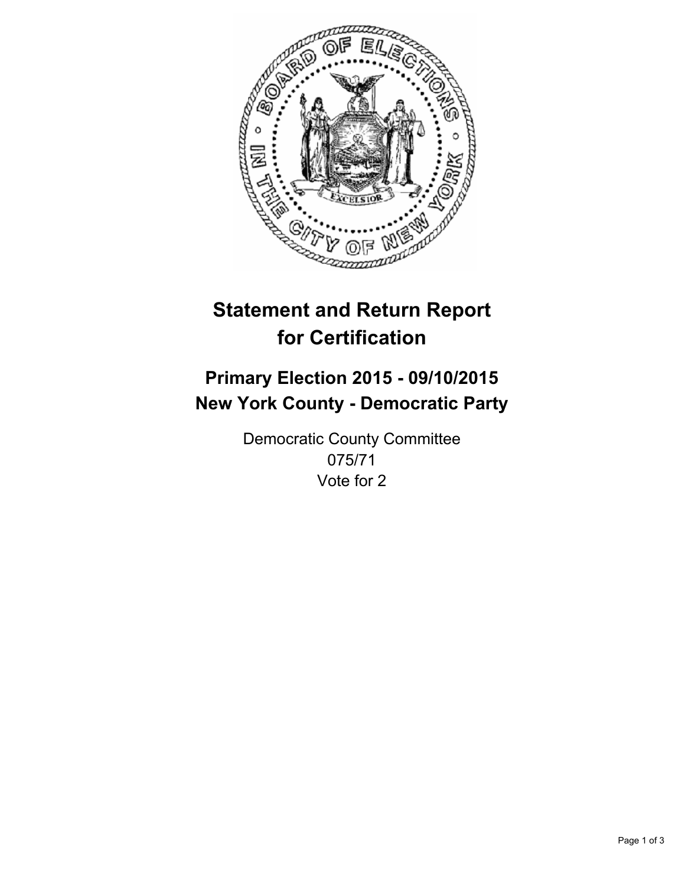# Statement and Return Report for Certification

## Primary Election 2015 - 09/10/2015
## New York County - Democratic Party

Democratic County Committee
075/71
Vote for 2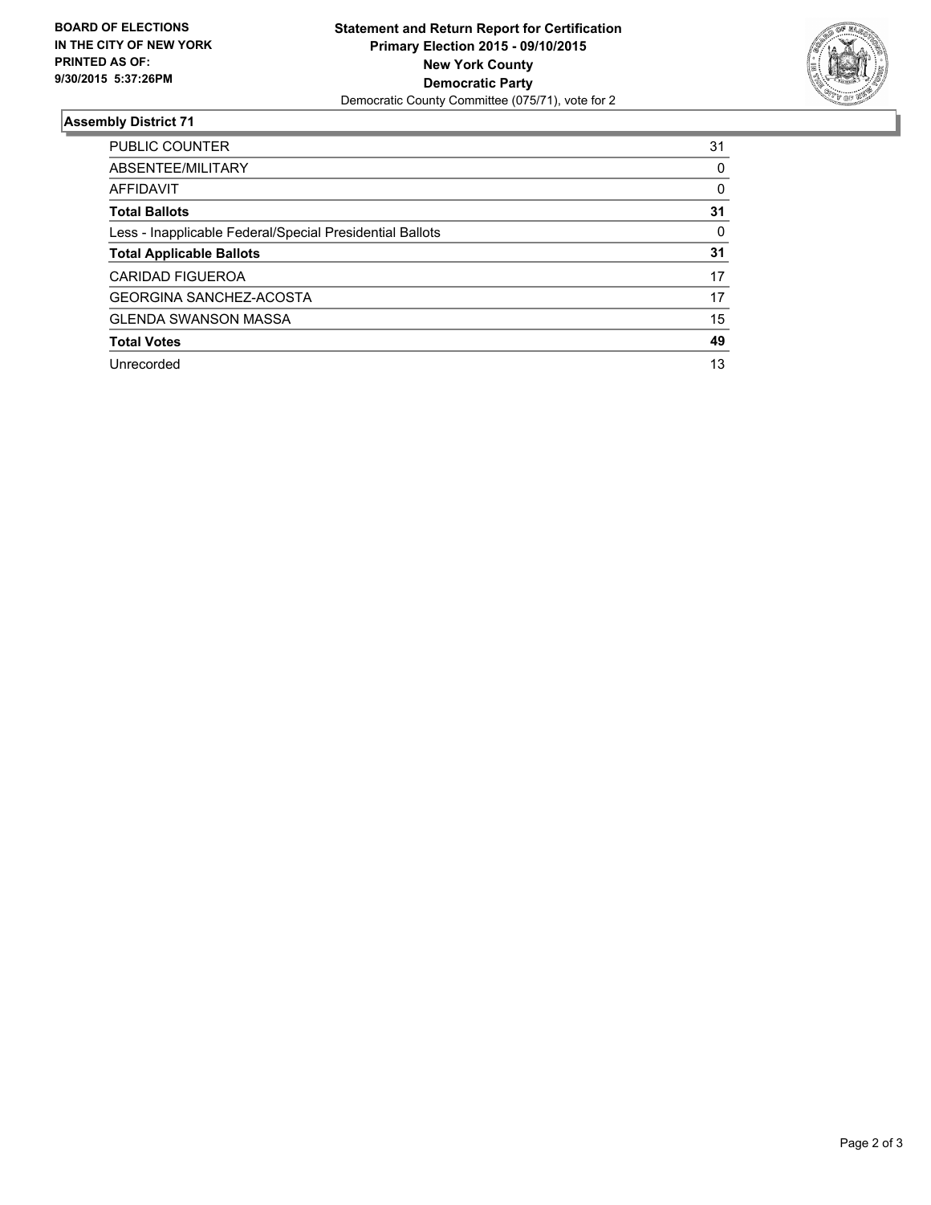**BOARD OF ELECTIONS IN THE CITY OF NEW YORK PRINTED AS OF: 9/30/2015 5:37:26PM**

**Statement and Return Report for Certification**
**Primary Election 2015 - 09/10/2015**
**New York County**
**Democratic Party**
Democratic County Committee (075/71), vote for 2

## Assembly District 71

| | |
|---|---|
| PUBLIC COUNTER | 31 |
| ABSENTEE/MILITARY | 0 |
| AFFIDAVIT | 0 |
| **Total Ballots** | **31** |
| Less - Inapplicable Federal/Special Presidential Ballots | 0 |
| **Total Applicable Ballots** | **31** |
| CARIDAD FIGUEROA | 17 |
| GEORGINA SANCHEZ-ACOSTA | 17 |
| GLENDA SWANSON MASSA | 15 |
| **Total Votes** | **49** |
| Unrecorded | 13 |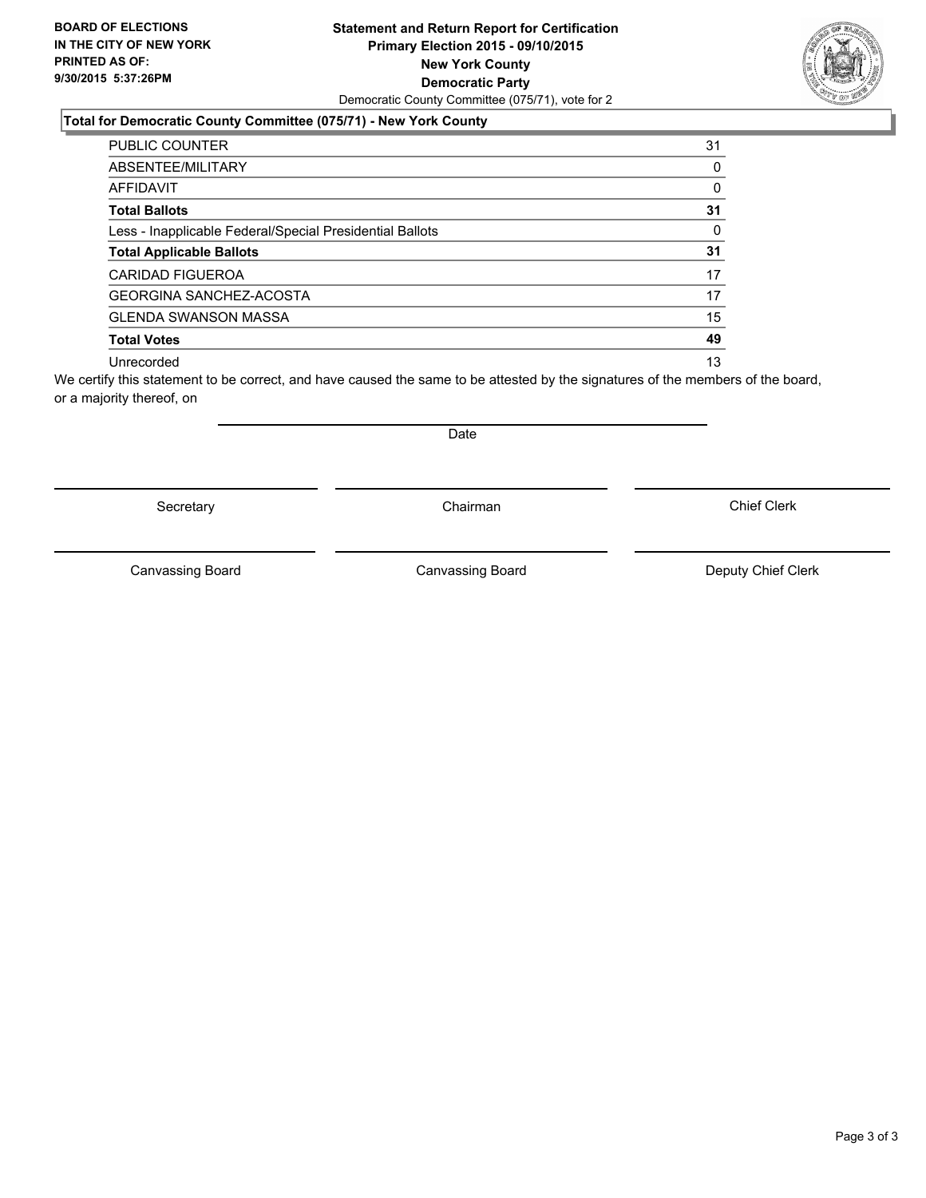**BOARD OF ELECTIONS IN THE CITY OF NEW YORK**
**PRINTED AS OF: 9/30/2015 5:37:26PM**

**Statement and Return Report for Certification**
**Primary Election 2015 - 09/10/2015**
**New York County**
**Democratic Party**
Democratic County Committee (075/71), vote for 2

### Total for Democratic County Committee (075/71) - New York County

| | |
|---|---|
| PUBLIC COUNTER | 31 |
| ABSENTEE/MILITARY | 0 |
| AFFIDAVIT | 0 |
| **Total Ballots** | **31** |
| Less - Inapplicable Federal/Special Presidential Ballots | 0 |
| **Total Applicable Ballots** | **31** |
| CARIDAD FIGUEROA | 17 |
| GEORGINA SANCHEZ-ACOSTA | 17 |
| GLENDA SWANSON MASSA | 15 |
| **Total Votes** | **49** |
| Unrecorded | 13 |

We certify this statement to be correct, and have caused the same to be attested by the signatures of the members of the board, or a majority thereof, on

Date

Secretary | Chairman | Chief Clerk

Canvassing Board | Canvassing Board | Deputy Chief Clerk